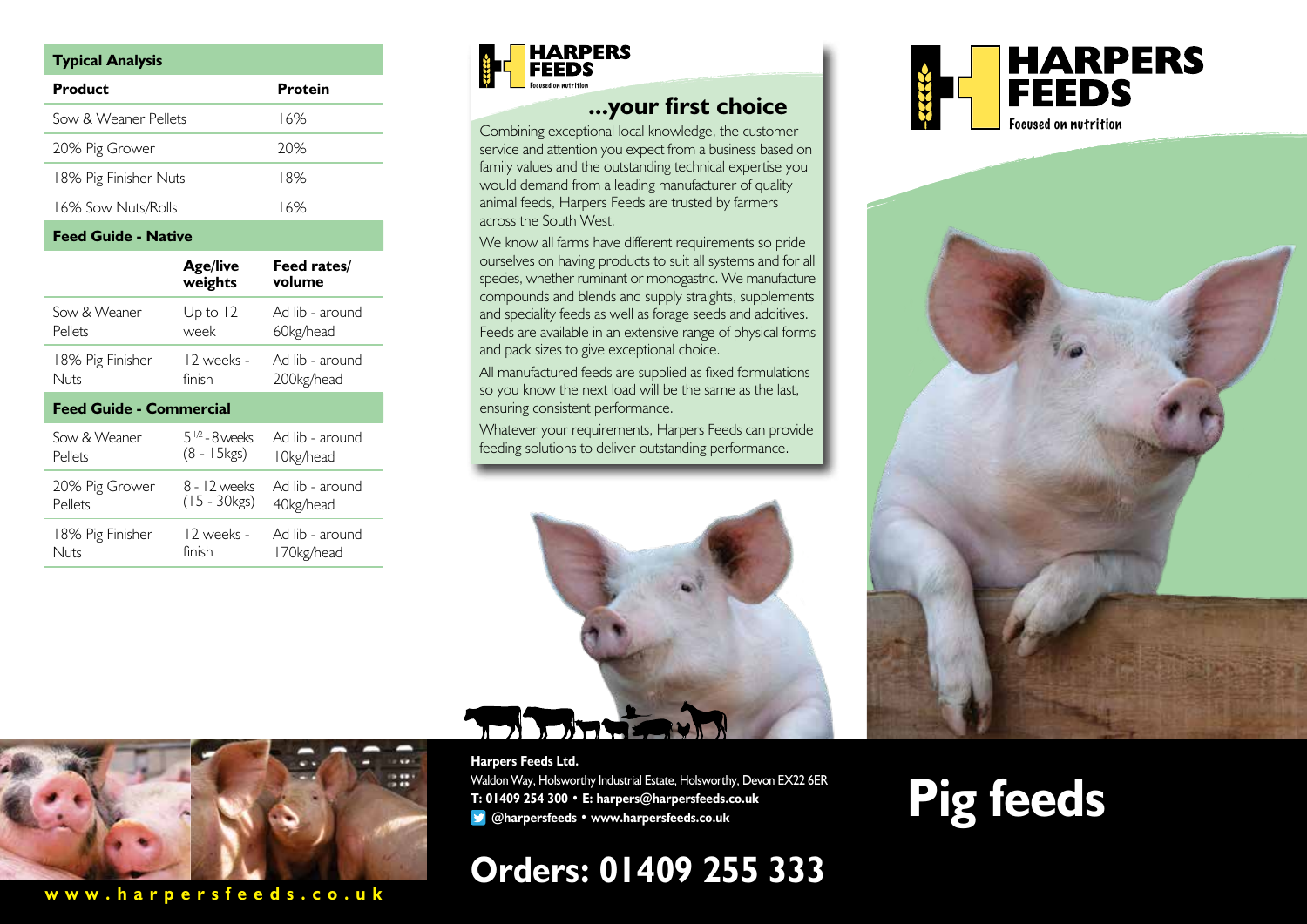## Typical Analysis

| Product | Protein |
|---|---|
| Sow & Weaner Pellets | 16% |
| 20% Pig Grower | 20% |
| 18% Pig Finisher Nuts | 18% |
| 16% Sow Nuts/Rolls | 16% |

## Feed Guide - Native

| | Age/live weights | Feed rates/ volume |
|---|---|---|
| Sow & Weaner Pellets | Up to 12 week | Ad lib - around 60kg/head |
| 18% Pig Finisher Nuts | 12 weeks - finish | Ad lib - around 200kg/head |

## Feed Guide - Commercial

| | | |
|---|---|---|
| Sow & Weaner Pellets | 5 1/2 - 8 weeks (8 - 15kgs) | Ad lib - around 10kg/head |
| 20% Pig Grower Pellets | 8 - 12 weeks (15 - 30kgs) | Ad lib - around 40kg/head |
| 18% Pig Finisher Nuts | 12 weeks - finish | Ad lib - around 170kg/head |

www.harpersfeeds.co.uk

HARPERS FEEDS
Focused on nutrition

## ...your first choice

Combining exceptional local knowledge, the customer service and attention you expect from a business based on family values and the outstanding technical expertise you would demand from a leading manufacturer of quality animal feeds, Harpers Feeds are trusted by farmers across the South West.

We know all farms have different requirements so pride ourselves on having products to suit all systems and for all species, whether ruminant or monogastric. We manufacture compounds and blends and supply straights, supplements and speciality feeds as well as forage seeds and additives. Feeds are available in an extensive range of physical forms and pack sizes to give exceptional choice.

All manufactured feeds are supplied as fixed formulations so you know the next load will be the same as the last, ensuring consistent performance.

Whatever your requirements, Harpers Feeds can provide feeding solutions to deliver outstanding performance.

**Harpers Feeds Ltd.**
Waldon Way, Holsworthy Industrial Estate, Holsworthy, Devon EX22 6ER
**T: 01409 254 300 • E: harpers@harpersfeeds.co.uk**
**@harpersfeeds • www.harpersfeeds.co.uk**

## Orders: 01409 255 333

HARPERS FEEDS
Focused on nutrition

# Pig feeds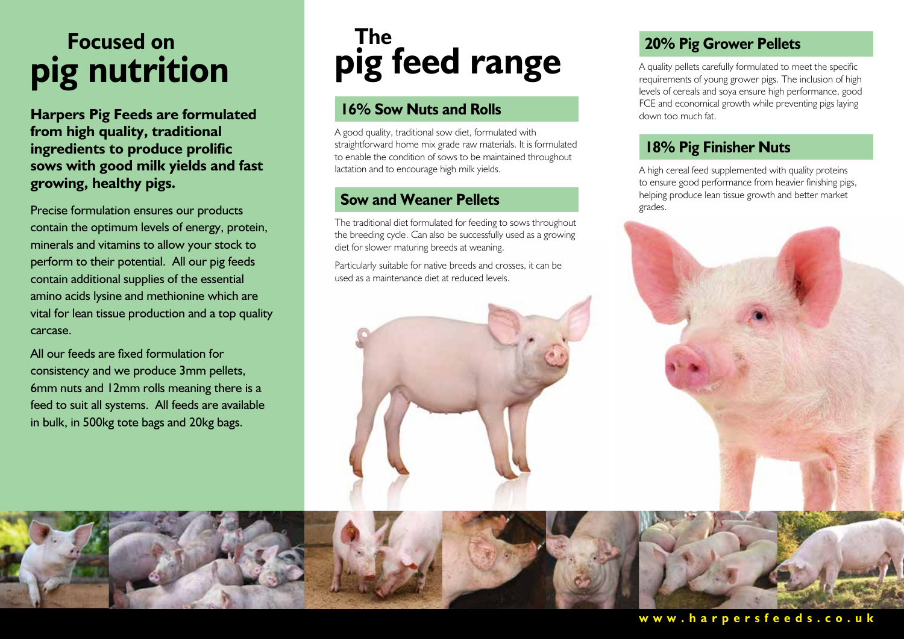# Focused on pig nutrition

**Harpers Pig Feeds are formulated from high quality, traditional ingredients to produce prolific sows with good milk yields and fast growing, healthy pigs.**

Precise formulation ensures our products contain the optimum levels of energy, protein, minerals and vitamins to allow your stock to perform to their potential. All our pig feeds contain additional supplies of the essential amino acids lysine and methionine which are vital for lean tissue production and a top quality carcase.

All our feeds are fixed formulation for consistency and we produce 3mm pellets, 6mm nuts and 12mm rolls meaning there is a feed to suit all systems. All feeds are available in bulk, in 500kg tote bags and 20kg bags.

# The pig feed range

## 16% Sow Nuts and Rolls

A good quality, traditional sow diet, formulated with straightforward home mix grade raw materials. It is formulated to enable the condition of sows to be maintained throughout lactation and to encourage high milk yields.

## Sow and Weaner Pellets

The traditional diet formulated for feeding to sows throughout the breeding cycle. Can also be successfully used as a growing diet for slower maturing breeds at weaning.

Particularly suitable for native breeds and crosses, it can be used as a maintenance diet at reduced levels.

## 20% Pig Grower Pellets

A quality pellets carefully formulated to meet the specific requirements of young grower pigs. The inclusion of high levels of cereals and soya ensure high performance, good FCE and economical growth while preventing pigs laying down too much fat.

## 18% Pig Finisher Nuts

A high cereal feed supplemented with quality proteins to ensure good performance from heavier finishing pigs, helping produce lean tissue growth and better market grades.

www.harpersfeeds.co.uk